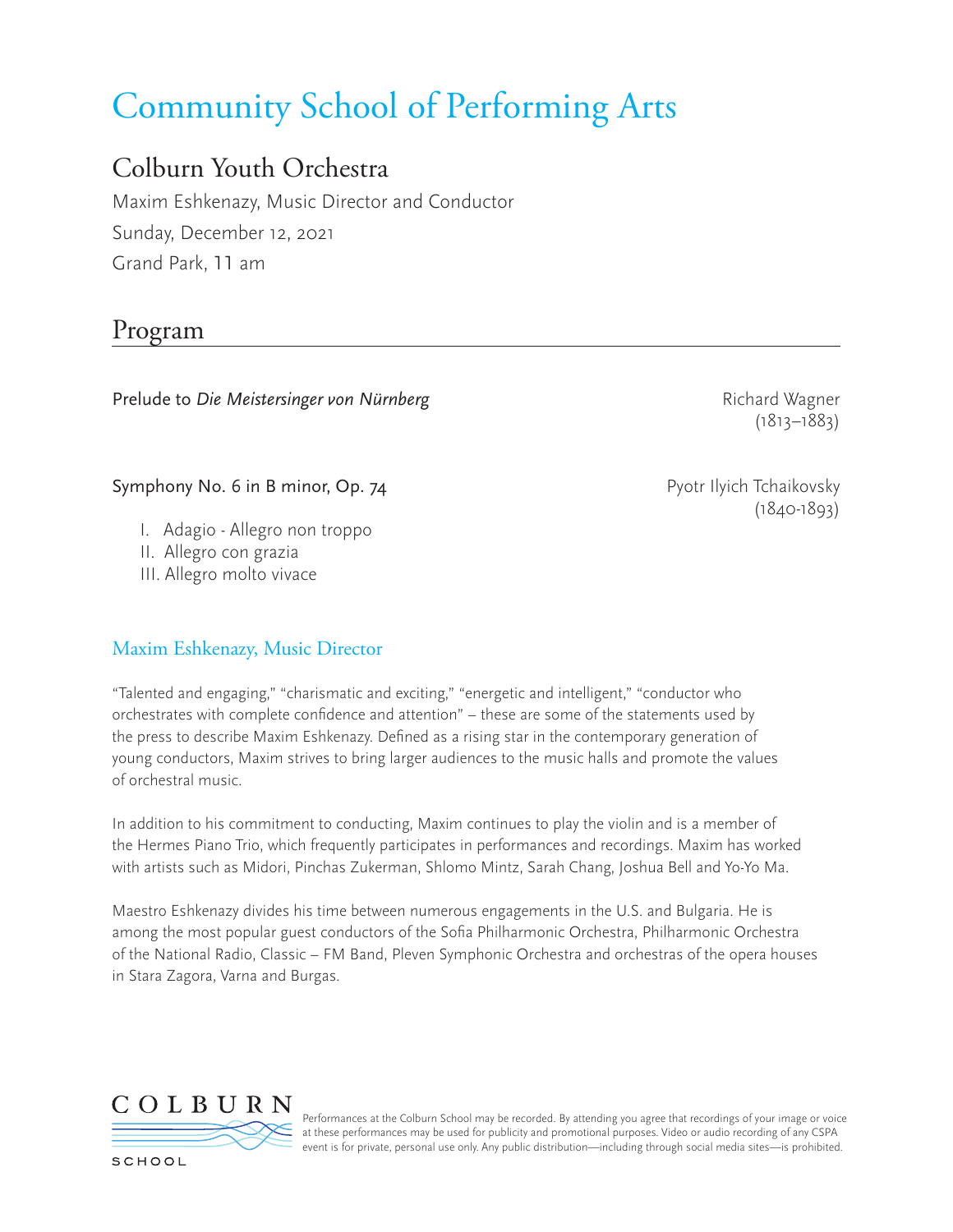# Community School of Performing Arts

## Colburn Youth Orchestra

Maxim Eshkenazy, Music Director and Conductor

Sunday, December 12, 2021

Grand Park, 11 am

## Program

Prelude to *Die Meistersinger von Nürnberg* — Richard Wagner (1813–1883)

Symphony No. 6 in B minor, Op. 74 — Pyotr Ilyich Tchaikovsky (1840-1893)

I. Adagio - Allegro non troppo
II. Allegro con grazia
III. Allegro molto vivace

### Maxim Eshkenazy, Music Director

"Talented and engaging," "charismatic and exciting," "energetic and intelligent," "conductor who orchestrates with complete confidence and attention" – these are some of the statements used by the press to describe Maxim Eshkenazy. Defined as a rising star in the contemporary generation of young conductors, Maxim strives to bring larger audiences to the music halls and promote the values of orchestral music.

In addition to his commitment to conducting, Maxim continues to play the violin and is a member of the Hermes Piano Trio, which frequently participates in performances and recordings. Maxim has worked with artists such as Midori, Pinchas Zukerman, Shlomo Mintz, Sarah Chang, Joshua Bell and Yo-Yo Ma.

Maestro Eshkenazy divides his time between numerous engagements in the U.S. and Bulgaria. He is among the most popular guest conductors of the Sofia Philharmonic Orchestra, Philharmonic Orchestra of the National Radio, Classic – FM Band, Pleven Symphonic Orchestra and orchestras of the opera houses in Stara Zagora, Varna and Burgas.

COLBURN SCHOOL

Performances at the Colburn School may be recorded. By attending you agree that recordings of your image or voice at these performances may be used for publicity and promotional purposes. Video or audio recording of any CSPA event is for private, personal use only. Any public distribution—including through social media sites—is prohibited.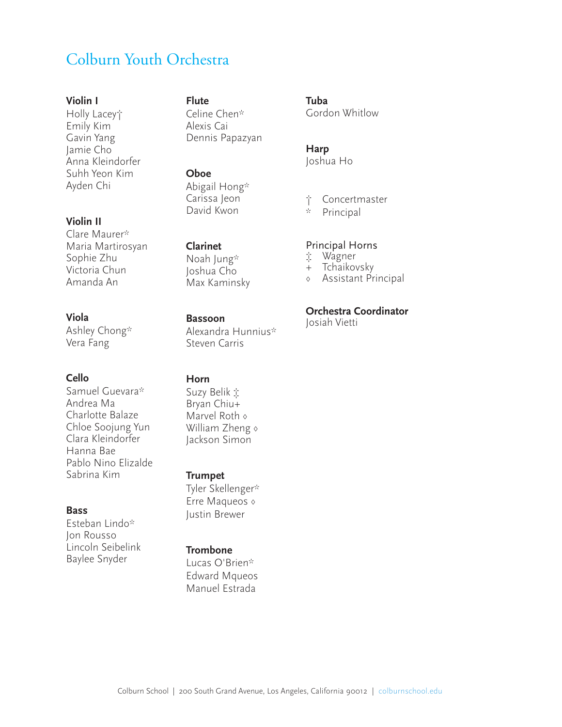# Colburn Youth Orchestra

**Violin I**
Holly Lacey†
Emily Kim
Gavin Yang
Jamie Cho
Anna Kleindorfer
Suhh Yeon Kim
Ayden Chi

**Violin II**
Clare Maurer*
Maria Martirosyan
Sophie Zhu
Victoria Chun
Amanda An

**Viola**
Ashley Chong*
Vera Fang

**Cello**
Samuel Guevara*
Andrea Ma
Charlotte Balaze
Chloe Soojung Yun
Clara Kleindorfer
Hanna Bae
Pablo Nino Elizalde
Sabrina Kim

**Bass**
Esteban Lindo*
Jon Rousso
Lincoln Seibelink
Baylee Snyder

**Flute**
Celine Chen*
Alexis Cai
Dennis Papazyan

**Oboe**
Abigail Hong*
Carissa Jeon
David Kwon

**Clarinet**
Noah Jung*
Joshua Cho
Max Kaminsky

**Bassoon**
Alexandra Hunnius*
Steven Carris

**Horn**
Suzy Belik ‡
Bryan Chiu+
Marvel Roth ◊
William Zheng ◊
Jackson Simon

**Trumpet**
Tyler Skellenger*
Erre Maqueos ◊
Justin Brewer

**Trombone**
Lucas O'Brien*
Edward Mqueos
Manuel Estrada

**Tuba**
Gordon Whitlow

**Harp**
Joshua Ho

† Concertmaster
* Principal

Principal Horns
‡ Wagner
\+ Tchaikovsky
◊ Assistant Principal

**Orchestra Coordinator**
Josiah Vietti

Colburn School | 200 South Grand Avenue, Los Angeles, California 90012 | colburnschool.edu